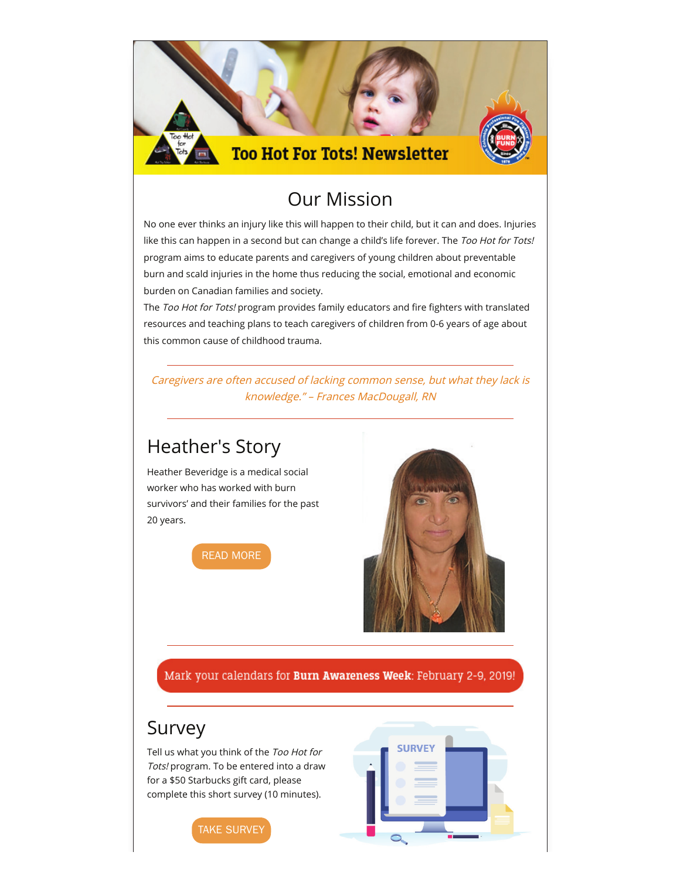# Too Hot For Tots! Newsletter

## Our Mission

No one ever thinks an injury like this will happen to their child, but it can and does. Injuries like this can happen in a second but can change a child's life forever. The *Too Hot for Tots!* program aims to educate parents and caregivers of young children about preventable burn and scald injuries in the home thus reducing the social, emotional and economic burden on Canadian families and society.

The *Too Hot for Tots!* program provides family educators and fire fighters with translated resources and teaching plans to teach caregivers of children from 0-6 years of age about this common cause of childhood trauma.

---

*Caregivers are often accused of lacking common sense, but what they lack is knowledge." – Frances MacDougall, RN*

---

## Heather's Story

Heather Beveridge is a medical social worker who has worked with burn survivors' and their families for the past 20 years.

READ MORE

---

Mark your calendars for **Burn Awareness Week**: February 2-9, 2019!

---

## Survey

Tell us what you think of the *Too Hot for Tots!* program. To be entered into a draw for a $50 Starbucks gift card, please complete this short survey (10 minutes).

TAKE SURVEY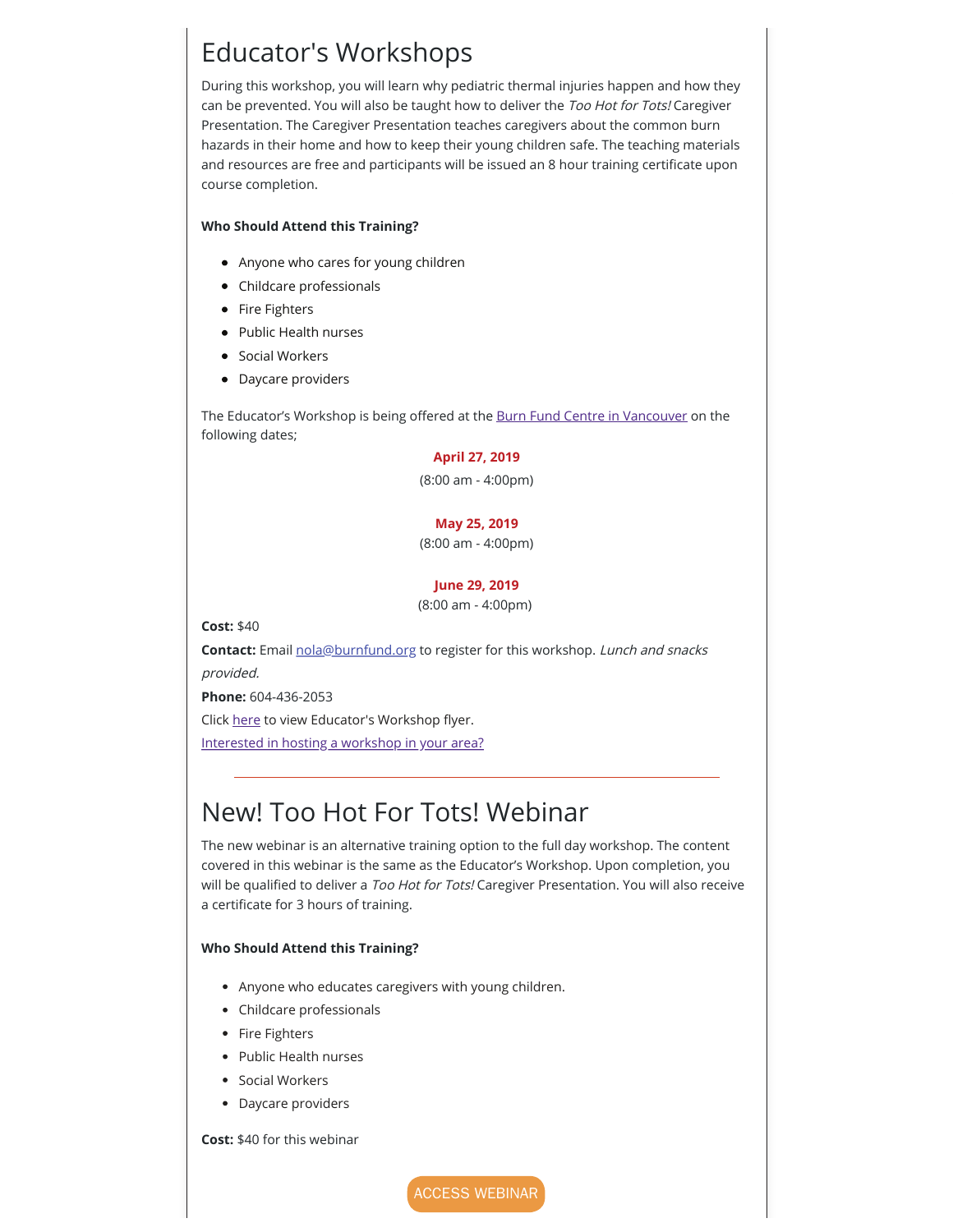# Educator's Workshops

During this workshop, you will learn why pediatric thermal injuries happen and how they can be prevented. You will also be taught how to deliver the *Too Hot for Tots!* Caregiver Presentation. The Caregiver Presentation teaches caregivers about the common burn hazards in their home and how to keep their young children safe. The teaching materials and resources are free and participants will be issued an 8 hour training certificate upon course completion.

**Who Should Attend this Training?**

- Anyone who cares for young children
- Childcare professionals
- Fire Fighters
- Public Health nurses
- Social Workers
- Daycare providers

The Educator's Workshop is being offered at the Burn Fund Centre in Vancouver on the following dates;

**April 27, 2019**
(8:00 am - 4:00pm)

**May 25, 2019**
(8:00 am - 4:00pm)

**June 29, 2019**
(8:00 am - 4:00pm)

**Cost:** $40

**Contact:** Email nola@burnfund.org to register for this workshop. *Lunch and snacks provided.*

**Phone:** 604-436-2053

Click here to view Educator's Workshop flyer.

Interested in hosting a workshop in your area?

---

# New! Too Hot For Tots! Webinar

The new webinar is an alternative training option to the full day workshop. The content covered in this webinar is the same as the Educator's Workshop. Upon completion, you will be qualified to deliver a *Too Hot for Tots!* Caregiver Presentation. You will also receive a certificate for 3 hours of training.

**Who Should Attend this Training?**

- Anyone who educates caregivers with young children.
- Childcare professionals
- Fire Fighters
- Public Health nurses
- Social Workers
- Daycare providers

**Cost:** $40 for this webinar

ACCESS WEBINAR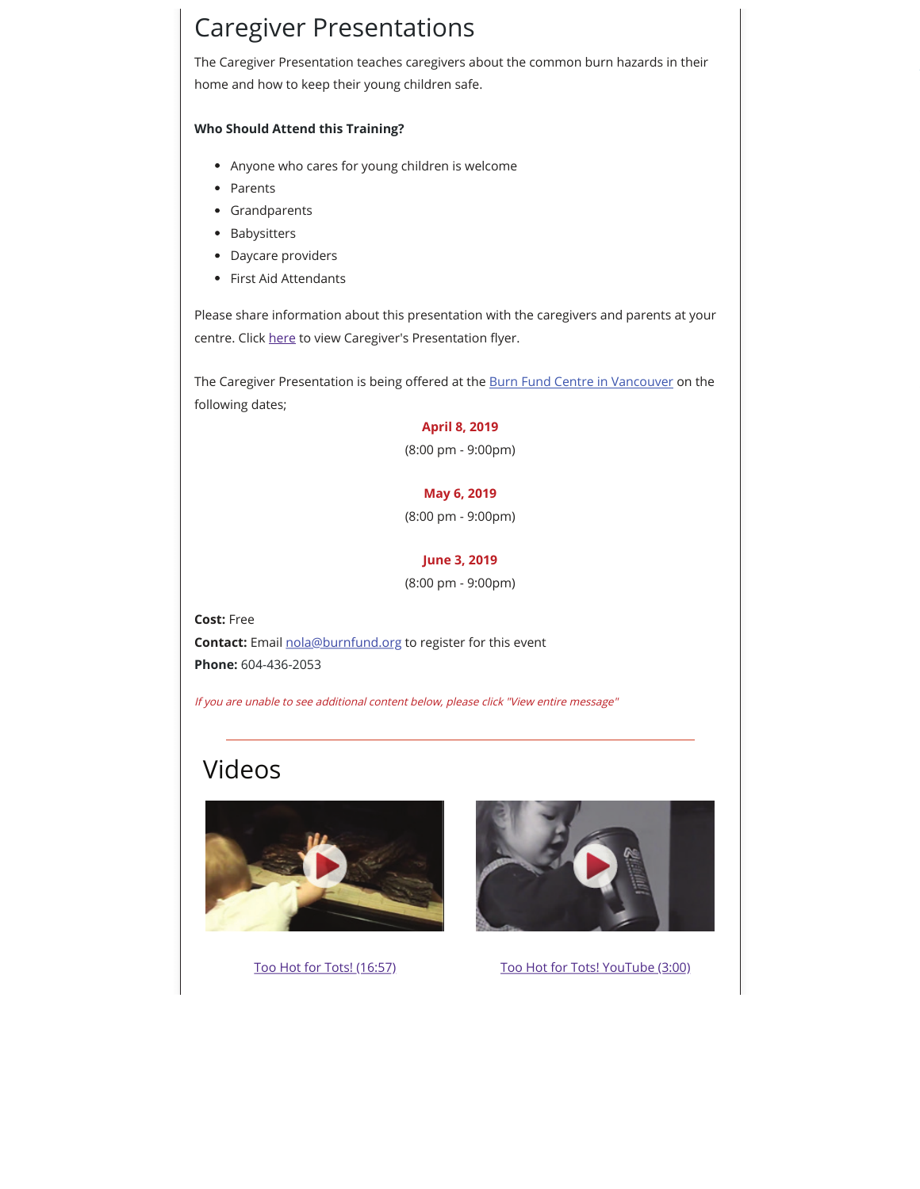# Caregiver Presentations

The Caregiver Presentation teaches caregivers about the common burn hazards in their home and how to keep their young children safe.

**Who Should Attend this Training?**

- Anyone who cares for young children is welcome
- Parents
- Grandparents
- Babysitters
- Daycare providers
- First Aid Attendants

Please share information about this presentation with the caregivers and parents at your centre. Click here to view Caregiver's Presentation flyer.

The Caregiver Presentation is being offered at the Burn Fund Centre in Vancouver on the following dates;

**April 8, 2019**
(8:00 pm - 9:00pm)

**May 6, 2019**
(8:00 pm - 9:00pm)

**June 3, 2019**
(8:00 pm - 9:00pm)

**Cost:** Free
**Contact:** Email nola@burnfund.org to register for this event
**Phone:** 604-436-2053

*If you are unable to see additional content below, please click "View entire message"*

---

## Videos

Too Hot for Tots! (16:57)

Too Hot for Tots! YouTube (3:00)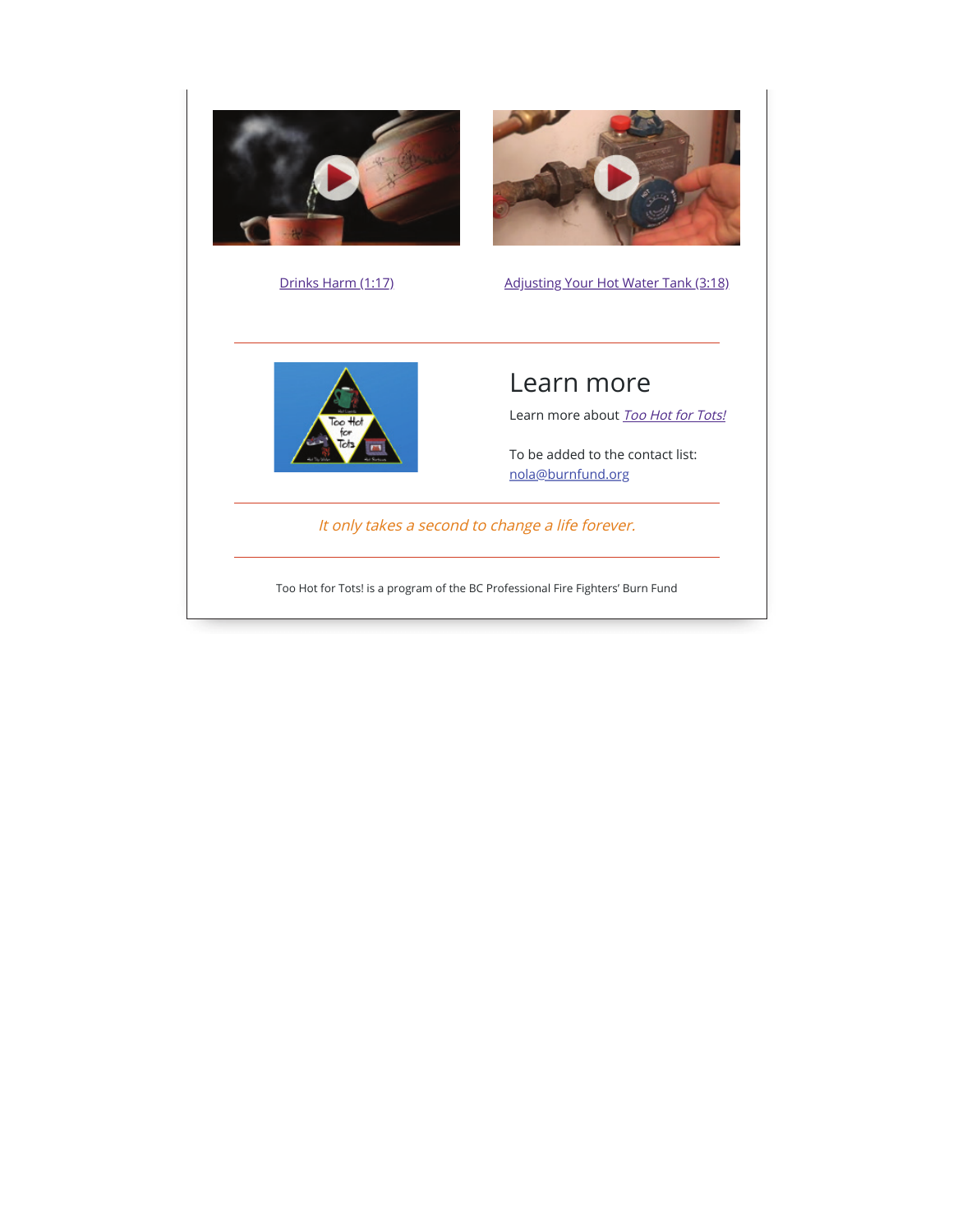Drinks Harm (1:17)

Adjusting Your Hot Water Tank (3:18)

## Learn more

Learn more about *Too Hot for Tots!*

To be added to the contact list:
nola@burnfund.org

*It only takes a second to change a life forever.*

Too Hot for Tots! is a program of the BC Professional Fire Fighters' Burn Fund